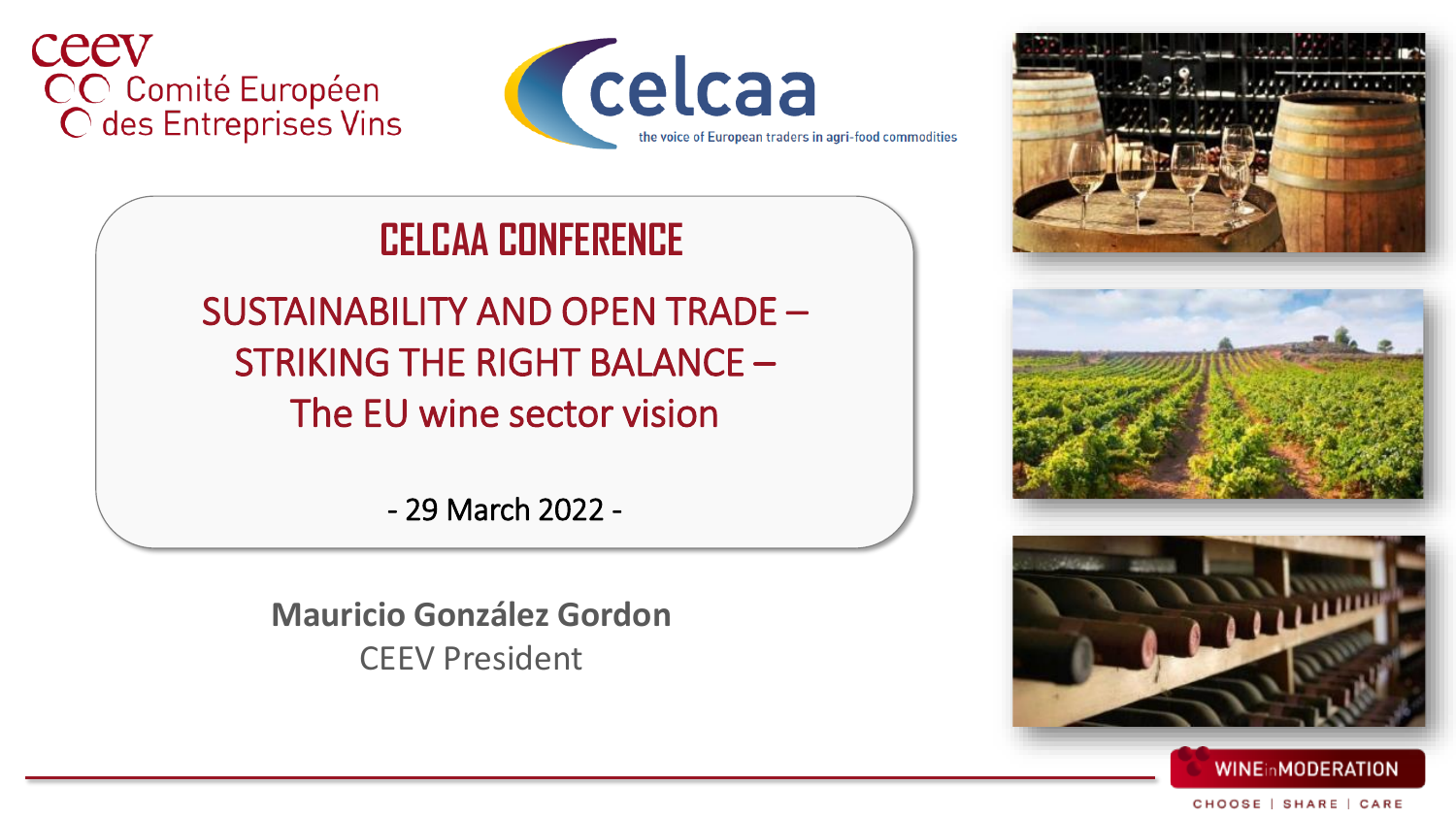ceev
Comité Européen des Entreprises Vins

celcaa
the voice of European traders in agri-food commodities

# CELCAA CONFERENCE

## SUSTAINABILITY AND OPEN TRADE – STRIKING THE RIGHT BALANCE – The EU wine sector vision

- 29 March 2022 -

**Mauricio González Gordon**
CEEV President

WINE in MODERATION
CHOOSE | SHARE | CARE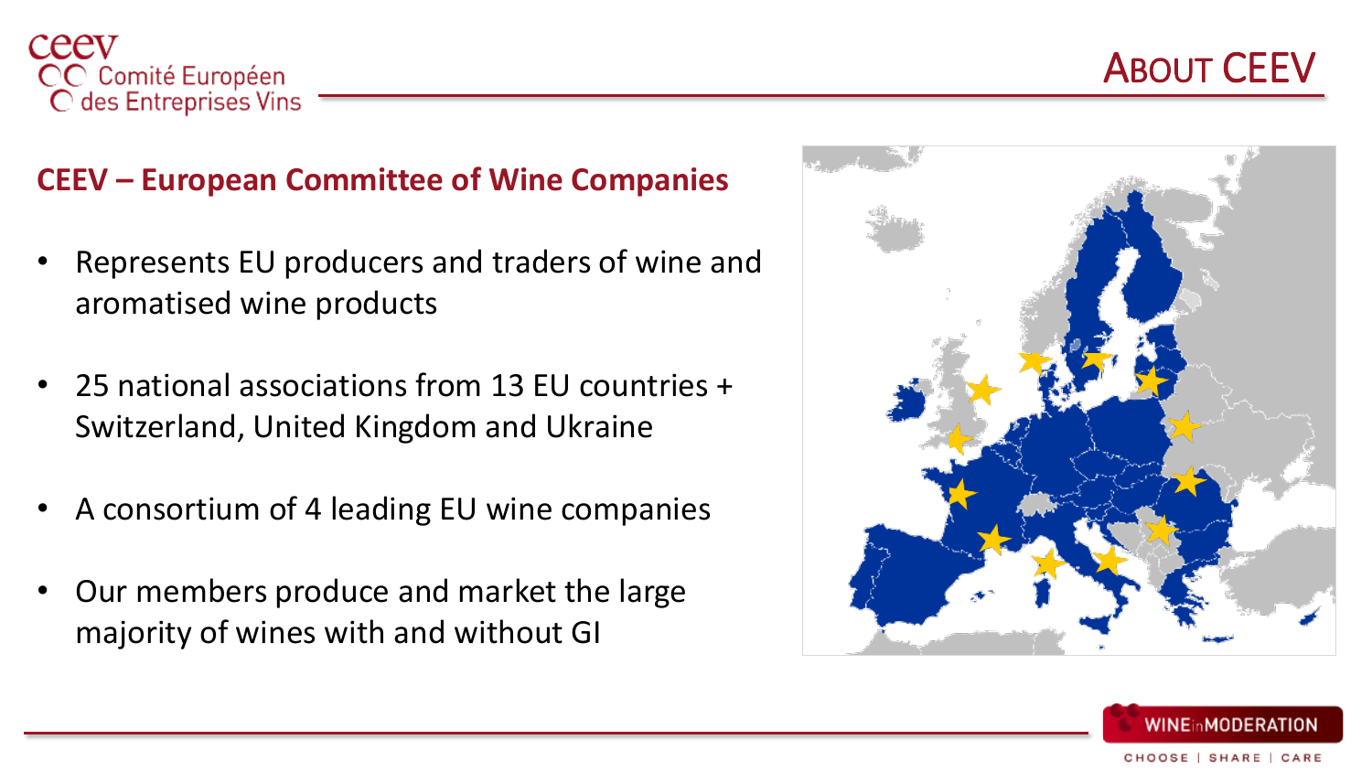# About CEEV

## CEEV – European Committee of Wine Companies

- Represents EU producers and traders of wine and aromatised wine products
- 25 national associations from 13 EU countries + Switzerland, United Kingdom and Ukraine
- A consortium of 4 leading EU wine companies
- Our members produce and market the large majority of wines with and without GI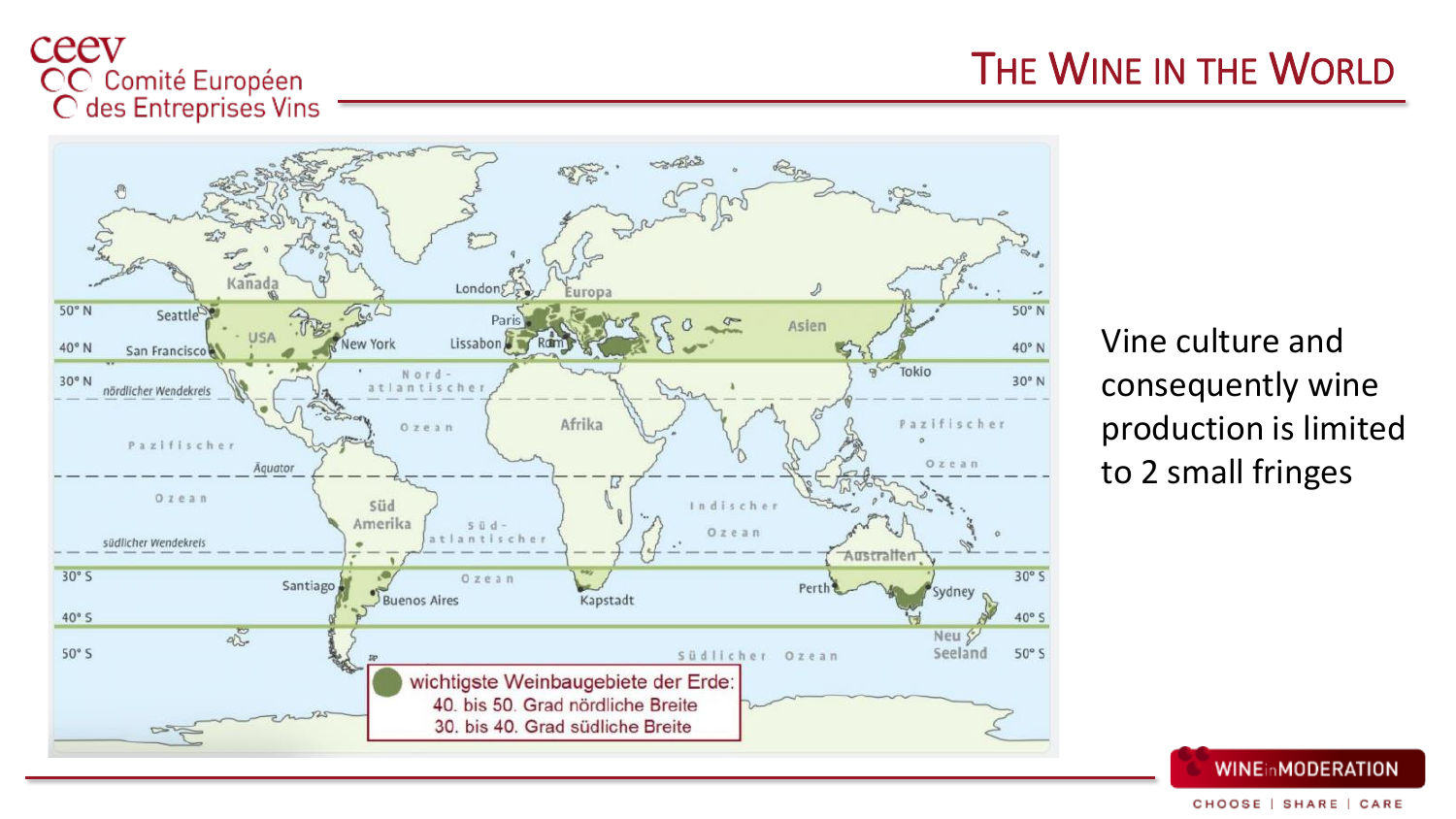# The Wine in the World

wichtigste Weinbaugebiete der Erde:
40. bis 50. Grad nördliche Breite
30. bis 40. Grad südliche Breite

Vine culture and consequently wine production is limited to 2 small fringes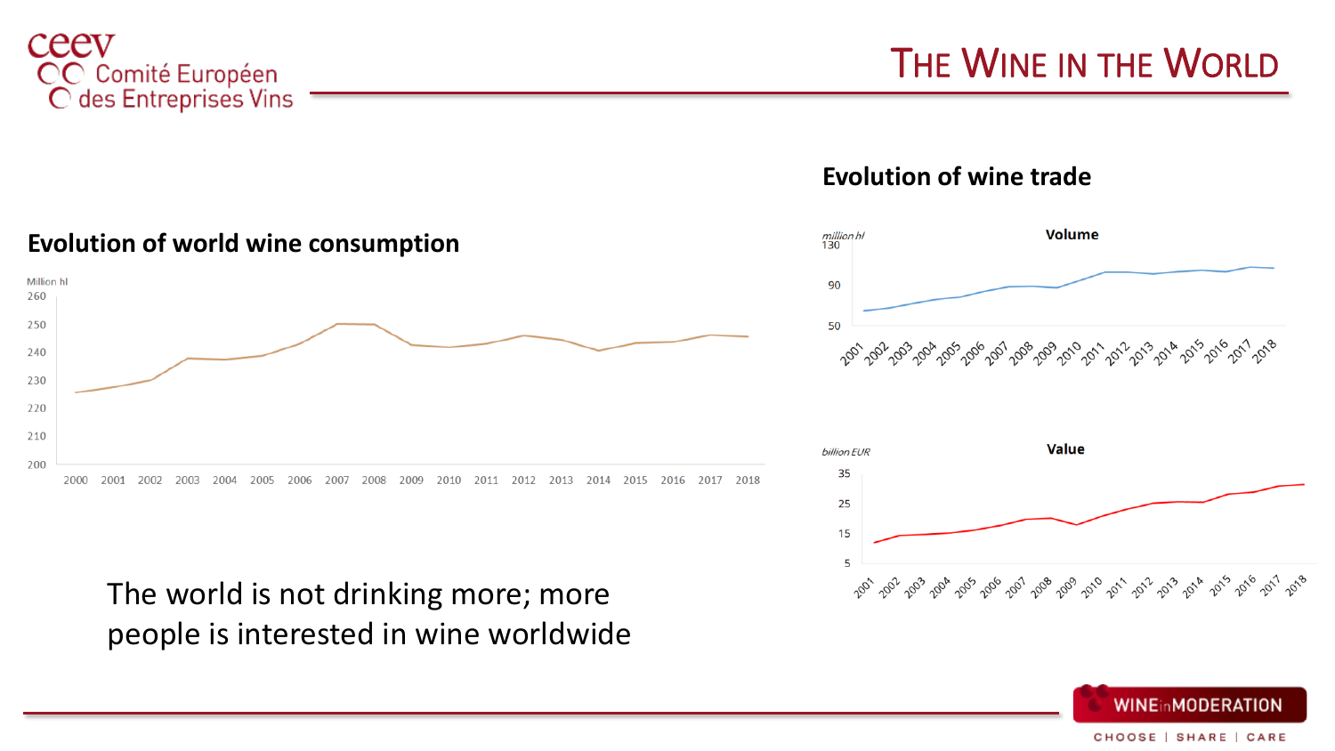# The Wine in the World

## Evolution of world wine consumption

Million hl

260
250
240
230
220
210
200

2000 2001 2002 2003 2004 2005 2006 2007 2008 2009 2010 2011 2012 2013 2014 2015 2016 2017 2018

## Evolution of wine trade

### Volume

million hl

130
90
50

2001 2002 2003 2004 2005 2006 2007 2008 2009 2010 2011 2012 2013 2014 2015 2016 2017 2018

### Value

billion EUR

35
25
15
5

2001 2002 2003 2004 2005 2006 2007 2008 2009 2010 2011 2012 2013 2014 2015 2016 2017 2018

The world is not drinking more; more people is interested in wine worldwide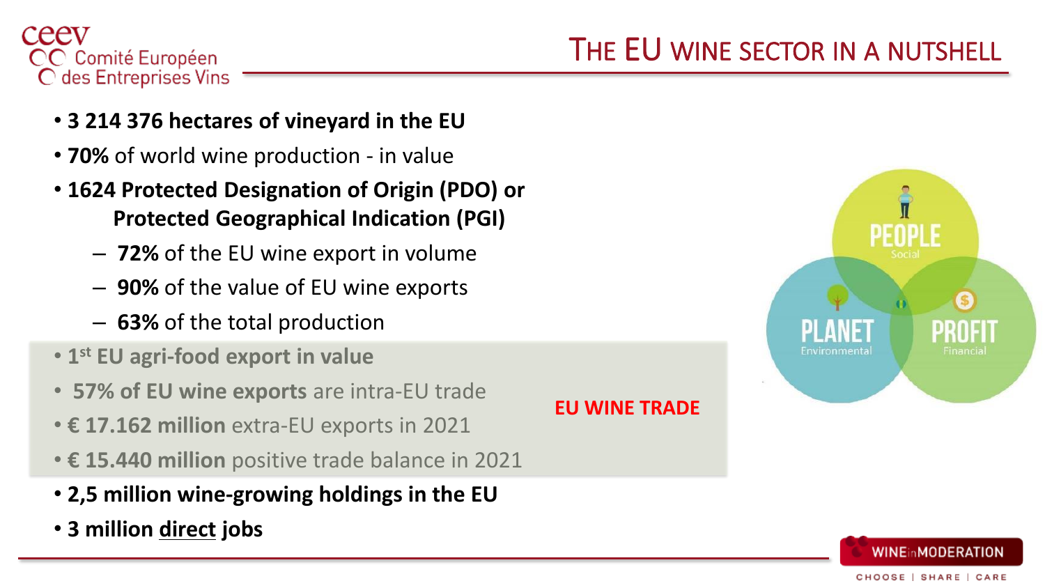# The EU wine sector in a nutshell

- **3 214 376 hectares of vineyard in the EU**
- **70%** of world wine production - in value
- **1624 Protected Designation of Origin (PDO) or Protected Geographical Indication (PGI)**
  - **72%** of the EU wine export in volume
  - **90%** of the value of EU wine exports
  - **63%** of the total production

**EU WINE TRADE**

- **1st EU agri-food export in value**
- **57% of EU wine exports** are intra-EU trade
- **€ 17.162 million** extra-EU exports in 2021
- **€ 15.440 million** positive trade balance in 2021

- **2,5 million wine-growing holdings in the EU**
- **3 million direct jobs**

PEOPLE
Social

PLANET
Environmental

PROFIT
Financial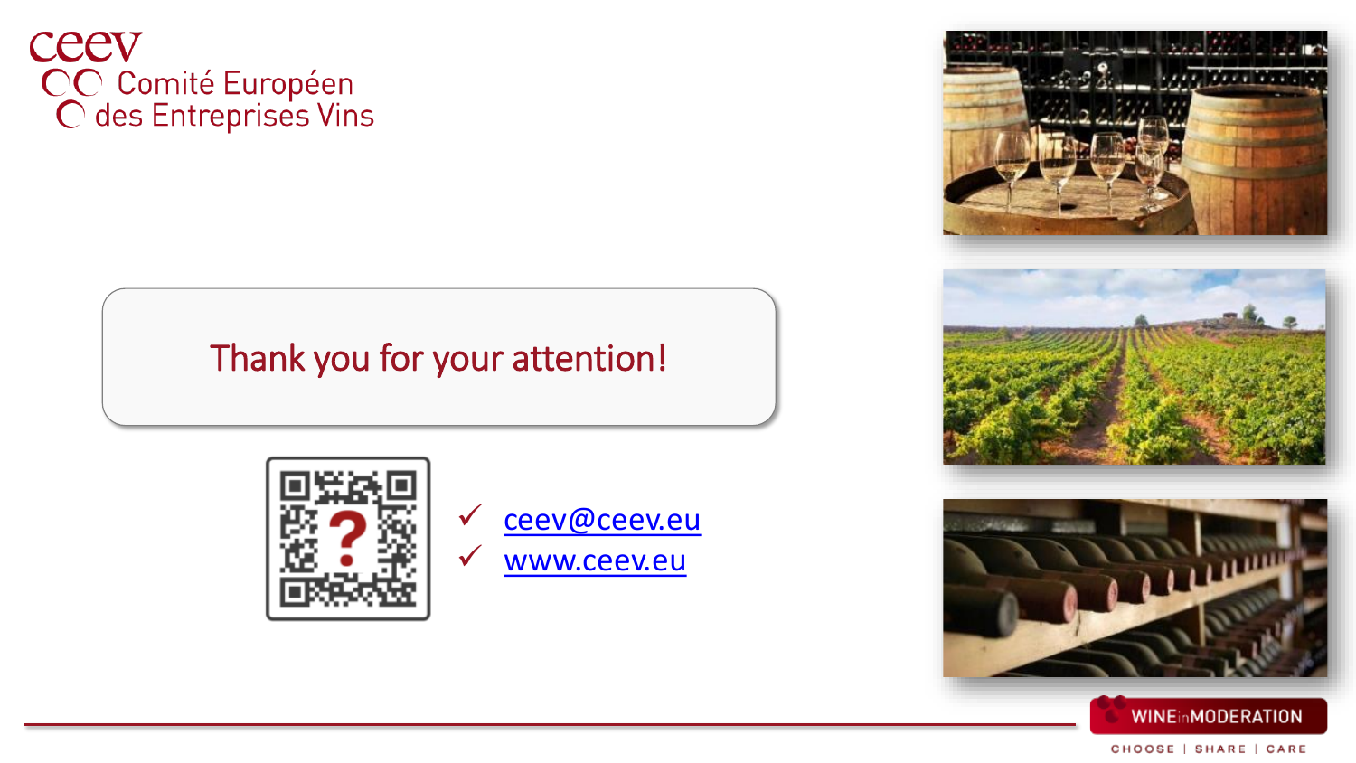ceev

Comité Européen des Entreprises Vins

Thank you for your attention!

- ✓ ceev@ceev.eu
- ✓ www.ceev.eu

WINE in MODERATION

CHOOSE | SHARE | CARE